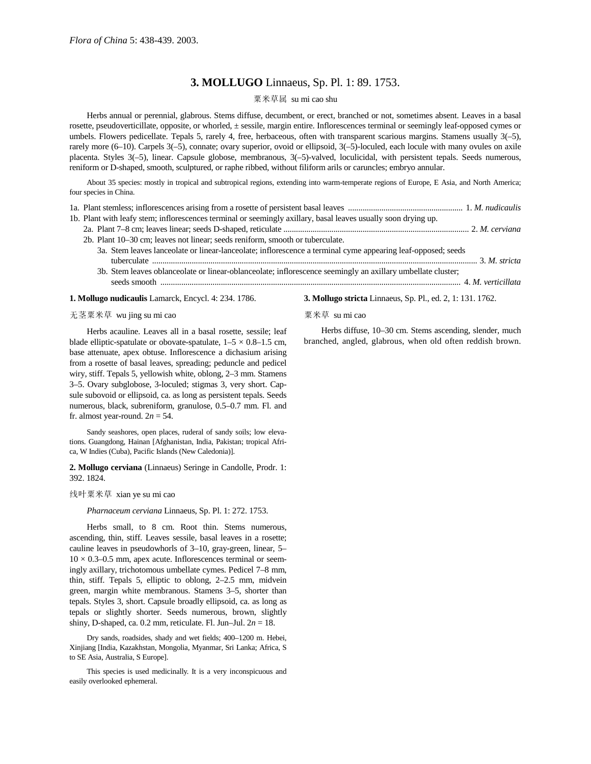*Flora of China* 5: 438-439. 2003.

# 3. **MOLLUGO** Linnaeus, Sp. Pl. 1: 89. 1753.

粟米草属 su mi cao shu

Herbs annual or perennial, glabrous. Stems diffuse, decumbent, or erect, branched or not, sometimes absent. Leaves in a basal rosette, pseudoverticillate, opposite, or whorled, ± sessile, margin entire. Inflorescences terminal or seemingly leaf-opposed cymes or umbels. Flowers pedicellate. Tepals 5, rarely 4, free, herbaceous, often with transparent scarious margins. Stamens usually 3(–5), rarely more (6–10). Carpels 3(–5), connate; ovary superior, ovoid or ellipsoid, 3(–5)-loculed, each locule with many ovules on axile placenta. Styles 3(–5), linear. Capsule globose, membranous, 3(–5)-valved, loculicidal, with persistent tepals. Seeds numerous, reniform or D-shaped, smooth, sculptured, or raphe ribbed, without filiform arils or caruncles; embryo annular.

About 35 species: mostly in tropical and subtropical regions, extending into warm-temperate regions of Europe, E Asia, and North America; four species in China.

1a. Plant stemless; inflorescences arising from a rosette of persistent basal leaves ..................... 1. *M. nudicaulis*
1b. Plant with leafy stem; inflorescences terminal or seemingly axillary, basal leaves usually soon drying up.
  2a. Plant 7–8 cm; leaves linear; seeds D-shaped, reticulate ..................... 2. *M. cerviana*
  2b. Plant 10–30 cm; leaves not linear; seeds reniform, smooth or tuberculate.
    3a. Stem leaves lanceolate or linear-lanceolate; inflorescence a terminal cyme appearing leaf-opposed; seeds tuberculate ..................... 3. *M. stricta*
    3b. Stem leaves oblanceolate or linear-oblanceolate; inflorescence seemingly an axillary umbellate cluster; seeds smooth ..................... 4. *M. verticillata*

**1. Mollugo nudicaulis** Lamarck, Encycl. 4: 234. 1786.

无茎粟米草 wu jing su mi cao

Herbs acauline. Leaves all in a basal rosette, sessile; leaf blade elliptic-spatulate or obovate-spatulate, 1–5 × 0.8–1.5 cm, base attenuate, apex obtuse. Inflorescence a dichasium arising from a rosette of basal leaves, spreading; peduncle and pedicel wiry, stiff. Tepals 5, yellowish white, oblong, 2–3 mm. Stamens 3–5. Ovary subglobose, 3-loculed; stigmas 3, very short. Capsule subovoid or ellipsoid, ca. as long as persistent tepals. Seeds numerous, black, subreniform, granulose, 0.5–0.7 mm. Fl. and fr. almost year-round. $2n = 54$.

Sandy seashores, open places, ruderal of sandy soils; low elevations. Guangdong, Hainan [Afghanistan, India, Pakistan; tropical Africa, W Indies (Cuba), Pacific Islands (New Caledonia)].

**2. Mollugo cerviana** (Linnaeus) Seringe in Candolle, Prodr. 1: 392. 1824.

线叶粟米草 xian ye su mi cao

*Pharnaceum cerviana* Linnaeus, Sp. Pl. 1: 272. 1753.

Herbs small, to 8 cm. Root thin. Stems numerous, ascending, thin, stiff. Leaves sessile, basal leaves in a rosette; cauline leaves in pseudowhorls of 3–10, gray-green, linear, 5–10 × 0.3–0.5 mm, apex acute. Inflorescences terminal or seemingly axillary, trichotomous umbellate cymes. Pedicel 7–8 mm, thin, stiff. Tepals 5, elliptic to oblong, 2–2.5 mm, midvein green, margin white membranous. Stamens 3–5, shorter than tepals. Styles 3, short. Capsule broadly ellipsoid, ca. as long as tepals or slightly shorter. Seeds numerous, brown, slightly shiny, D-shaped, ca. 0.2 mm, reticulate. Fl. Jun–Jul. $2n = 18$.

Dry sands, roadsides, shady and wet fields; 400–1200 m. Hebei, Xinjiang [India, Kazakhstan, Mongolia, Myanmar, Sri Lanka; Africa, S to SE Asia, Australia, S Europe].

This species is used medicinally. It is a very inconspicuous and easily overlooked ephemeral.

**3. Mollugo stricta** Linnaeus, Sp. Pl., ed. 2, 1: 131. 1762.

粟米草 su mi cao

Herbs diffuse, 10–30 cm. Stems ascending, slender, much branched, angled, glabrous, when old often reddish brown.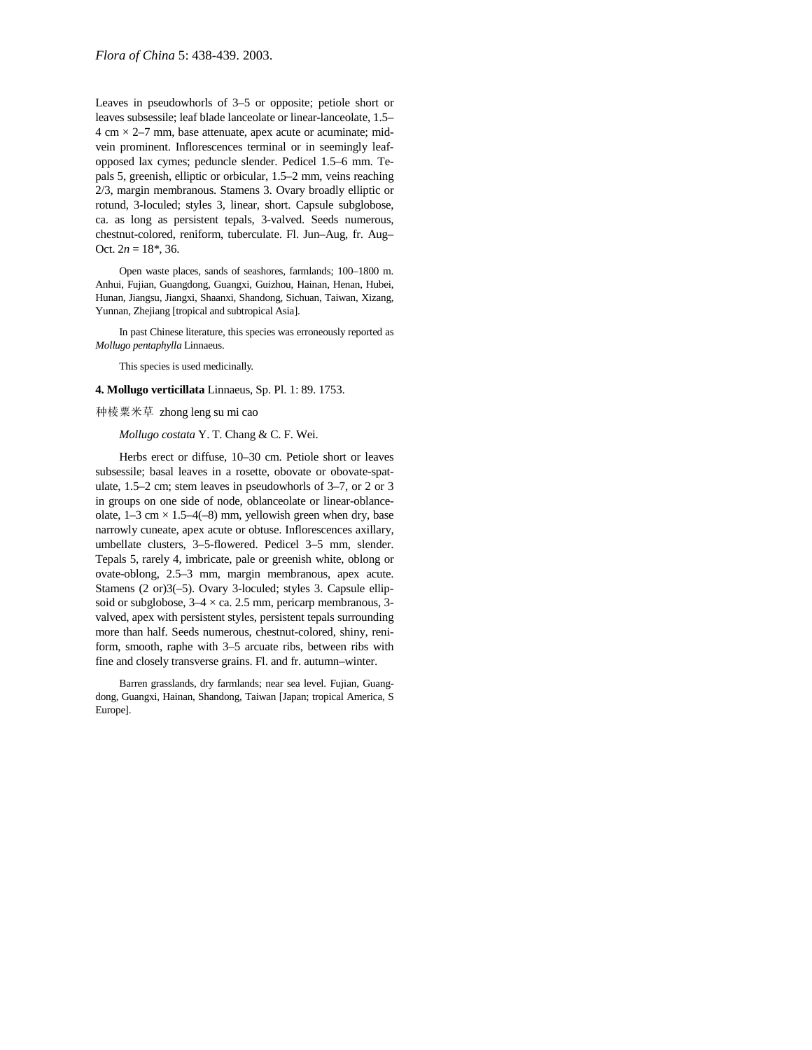Leaves in pseudowhorls of 3–5 or opposite; petiole short or leaves subsessile; leaf blade lanceolate or linear-lanceolate, 1.5–4 cm × 2–7 mm, base attenuate, apex acute or acuminate; midvein prominent. Inflorescences terminal or in seemingly leaf-opposed lax cymes; peduncle slender. Pedicel 1.5–6 mm. Tepals 5, greenish, elliptic or orbicular, 1.5–2 mm, veins reaching 2/3, margin membranous. Stamens 3. Ovary broadly elliptic or rotund, 3-loculed; styles 3, linear, short. Capsule subglobose, ca. as long as persistent tepals, 3-valved. Seeds numerous, chestnut-colored, reniform, tuberculate. Fl. Jun–Aug, fr. Aug–Oct. $2n$ = 18*, 36.

Open waste places, sands of seashores, farmlands; 100–1800 m. Anhui, Fujian, Guangdong, Guangxi, Guizhou, Hainan, Henan, Hubei, Hunan, Jiangsu, Jiangxi, Shaanxi, Shandong, Sichuan, Taiwan, Xizang, Yunnan, Zhejiang [tropical and subtropical Asia].

In past Chinese literature, this species was erroneously reported as *Mollugo pentaphylla* Linnaeus.

This species is used medicinally.

**4. Mollugo verticillata** Linnaeus, Sp. Pl. 1: 89. 1753.

种棱粟米草 zhong leng su mi cao

*Mollugo costata* Y. T. Chang & C. F. Wei.

Herbs erect or diffuse, 10–30 cm. Petiole short or leaves subsessile; basal leaves in a rosette, obovate or obovate-spatulate, 1.5–2 cm; stem leaves in pseudowhorls of 3–7, or 2 or 3 in groups on one side of node, oblanceolate or linear-oblanceolate, 1–3 cm × 1.5–4(–8) mm, yellowish green when dry, base narrowly cuneate, apex acute or obtuse. Inflorescences axillary, umbellate clusters, 3–5-flowered. Pedicel 3–5 mm, slender. Tepals 5, rarely 4, imbricate, pale or greenish white, oblong or ovate-oblong, 2.5–3 mm, margin membranous, apex acute. Stamens (2 or)3(–5). Ovary 3-loculed; styles 3. Capsule ellipsoid or subglobose, 3–4 × ca. 2.5 mm, pericarp membranous, 3-valved, apex with persistent styles, persistent tepals surrounding more than half. Seeds numerous, chestnut-colored, shiny, reniform, smooth, raphe with 3–5 arcuate ribs, between ribs with fine and closely transverse grains. Fl. and fr. autumn–winter.

Barren grasslands, dry farmlands; near sea level. Fujian, Guangdong, Guangxi, Hainan, Shandong, Taiwan [Japan; tropical America, S Europe].